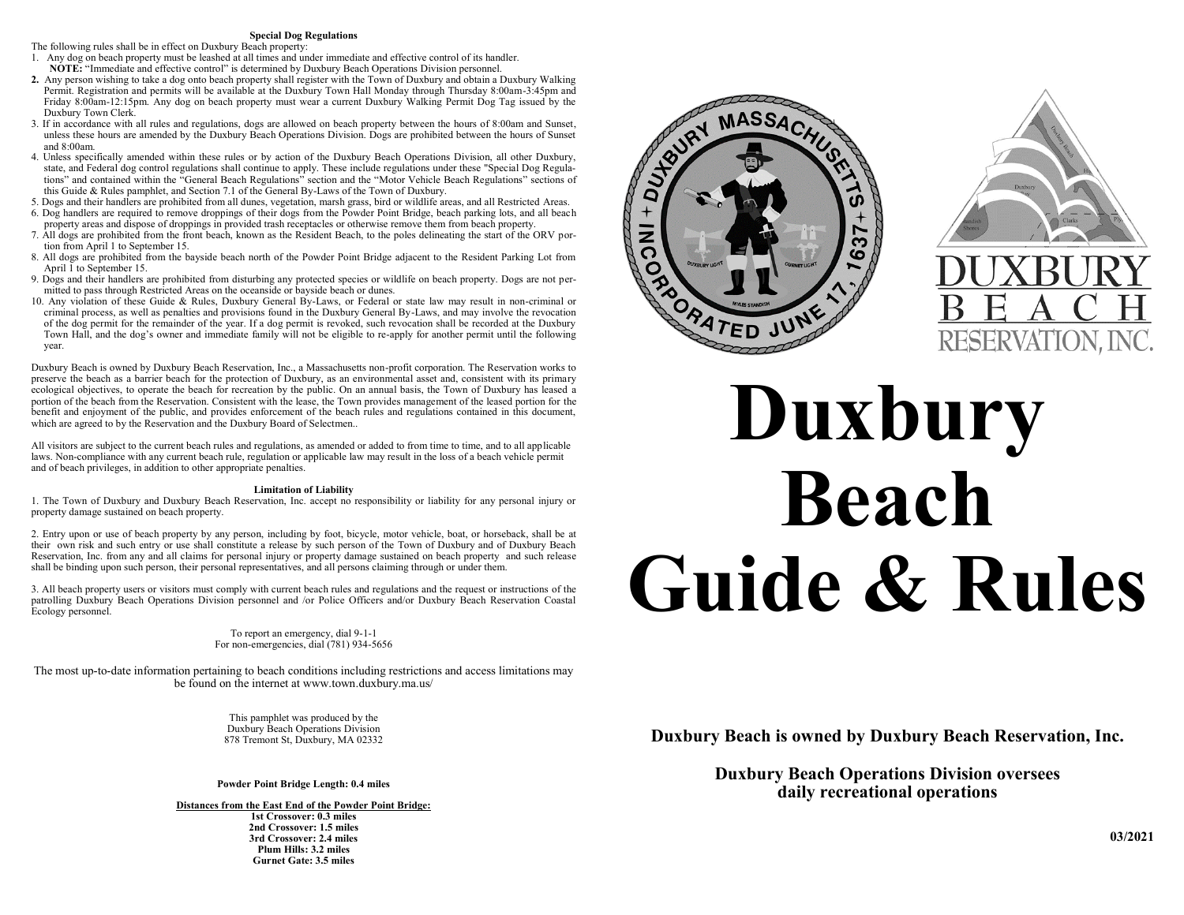### Special Dog Regulations

The following rules shall be in effect on Duxbury Beach property:

1. Any dog on beach property must be leashed at all times and under immediate and effective control of its handler.
   **NOTE:** "Immediate and effective control" is determined by Duxbury Beach Operations Division personnel.
2. Any person wishing to take a dog onto beach property shall register with the Town of Duxbury and obtain a Duxbury Walking Permit. Registration and permits will be available at the Duxbury Town Hall Monday through Thursday 8:00am-3:45pm and Friday 8:00am-12:15pm. Any dog on beach property must wear a current Duxbury Walking Permit Dog Tag issued by the Duxbury Town Clerk.
3. If in accordance with all rules and regulations, dogs are allowed on beach property between the hours of 8:00am and Sunset, unless these hours are amended by the Duxbury Beach Operations Division. Dogs are prohibited between the hours of Sunset and 8:00am.
4. Unless specifically amended within these rules or by action of the Duxbury Beach Operations Division, all other Duxbury, state, and Federal dog control regulations shall continue to apply. These include regulations under these "Special Dog Regulations" and contained within the "General Beach Regulations" section and the "Motor Vehicle Beach Regulations" sections of this Guide & Rules pamphlet, and Section 7.1 of the General By-Laws of the Town of Duxbury.
5. Dogs and their handlers are prohibited from all dunes, vegetation, marsh grass, bird or wildlife areas, and all Restricted Areas.
6. Dog handlers are required to remove droppings of their dogs from the Powder Point Bridge, beach parking lots, and all beach property areas and dispose of droppings in provided trash receptacles or otherwise remove them from beach property.
7. All dogs are prohibited from the front beach, known as the Resident Beach, to the poles delineating the start of the ORV portion from April 1 to September 15.
8. All dogs are prohibited from the bayside beach north of the Powder Point Bridge adjacent to the Resident Parking Lot from April 1 to September 15.
9. Dogs and their handlers are prohibited from disturbing any protected species or wildlife on beach property. Dogs are not permitted to pass through Restricted Areas on the oceanside or bayside beach or dunes.
10. Any violation of these Guide & Rules, Duxbury General By-Laws, or Federal or state law may result in non-criminal or criminal process, as well as penalties and provisions found in the Duxbury General By-Laws, and may involve the revocation of the dog permit for the remainder of the year. If a dog permit is revoked, such revocation shall be recorded at the Duxbury Town Hall, and the dog's owner and immediate family will not be eligible to re-apply for another permit until the following year.

Duxbury Beach is owned by Duxbury Beach Reservation, Inc., a Massachusetts non-profit corporation. The Reservation works to preserve the beach as a barrier beach for the protection of Duxbury, as an environmental asset and, consistent with its primary ecological objectives, to operate the beach for recreation by the public. On an annual basis, the Town of Duxbury has leased a portion of the beach from the Reservation. Consistent with the lease, the Town provides management of the leased portion for the benefit and enjoyment of the public, and provides enforcement of the beach rules and regulations contained in this document, which are agreed to by the Reservation and the Duxbury Board of Selectmen..

All visitors are subject to the current beach rules and regulations, as amended or added to from time to time, and to all applicable laws. Non-compliance with any current beach rule, regulation or applicable law may result in the loss of a beach vehicle permit and of beach privileges, in addition to other appropriate penalties.

### Limitation of Liability

1. The Town of Duxbury and Duxbury Beach Reservation, Inc. accept no responsibility or liability for any personal injury or property damage sustained on beach property.

2. Entry upon or use of beach property by any person, including by foot, bicycle, motor vehicle, boat, or horseback, shall be at their own risk and such entry or use shall constitute a release by such person of the Town of Duxbury and of Duxbury Beach Reservation, Inc. from any and all claims for personal injury or property damage sustained on beach property and such release shall be binding upon such person, their personal representatives, and all persons claiming through or under them.

3. All beach property users or visitors must comply with current beach rules and regulations and the request or instructions of the patrolling Duxbury Beach Operations Division personnel and /or Police Officers and/or Duxbury Beach Reservation Coastal Ecology personnel.

To report an emergency, dial 9-1-1
For non-emergencies, dial (781) 934-5656

The most up-to-date information pertaining to beach conditions including restrictions and access limitations may be found on the internet at www.town.duxbury.ma.us/

This pamphlet was produced by the
Duxbury Beach Operations Division
878 Tremont St, Duxbury, MA 02332

**Powder Point Bridge Length: 0.4 miles**

**Distances from the East End of the Powder Point Bridge:**
**1st Crossover: 0.3 miles**
**2nd Crossover: 1.5 miles**
**3rd Crossover: 2.4 miles**
**Plum Hills: 3.2 miles**
**Gurnet Gate: 3.5 miles**

DUXBURY MASSACHUSETTS
INCORPORATED JUNE 17, 1637

DUXBURY BEACH RESERVATION, INC.

# Duxbury Beach Guide & Rules

**Duxbury Beach is owned by Duxbury Beach Reservation, Inc.**

**Duxbury Beach Operations Division oversees daily recreational operations**

**03/2021**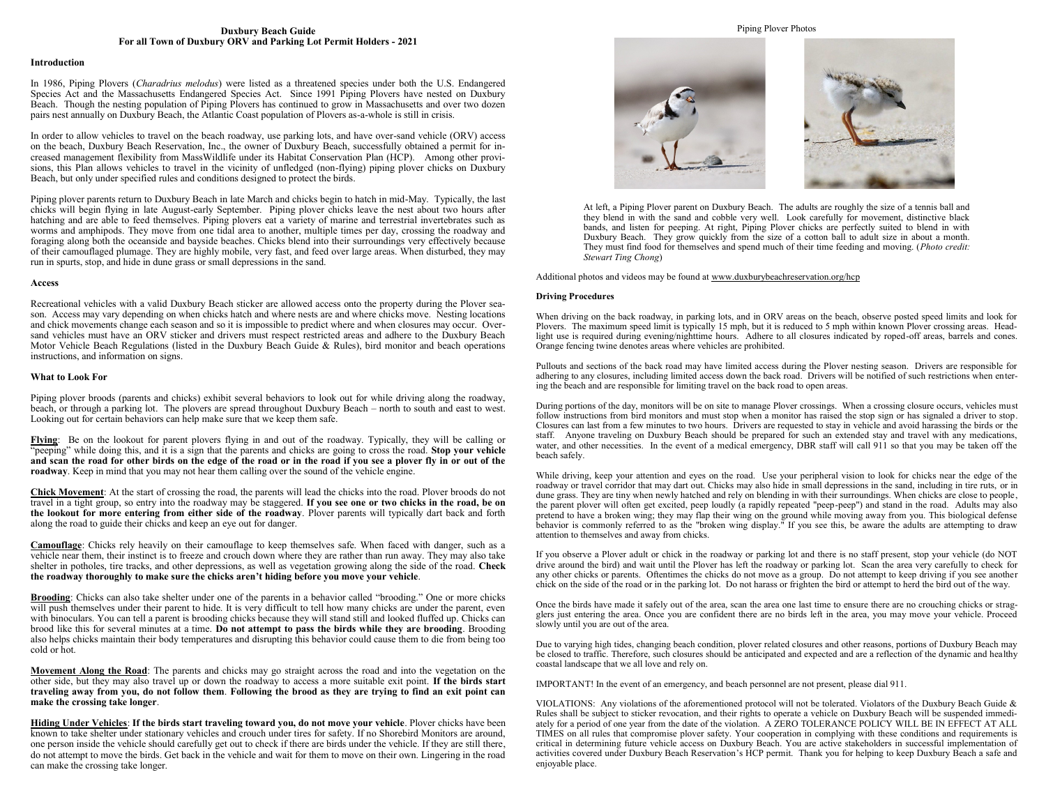**Duxbury Beach Guide**
**For all Town of Duxbury ORV and Parking Lot Permit Holders - 2021**

## Introduction

In 1986, Piping Plovers (*Charadrius melodus*) were listed as a threatened species under both the U.S. Endangered Species Act and the Massachusetts Endangered Species Act. Since 1991 Piping Plovers have nested on Duxbury Beach. Though the nesting population of Piping Plovers has continued to grow in Massachusetts and over two dozen pairs nest annually on Duxbury Beach, the Atlantic Coast population of Plovers as-a-whole is still in crisis.

In order to allow vehicles to travel on the beach roadway, use parking lots, and have over-sand vehicle (ORV) access on the beach, Duxbury Beach Reservation, Inc., the owner of Duxbury Beach, successfully obtained a permit for increased management flexibility from MassWildlife under its Habitat Conservation Plan (HCP). Among other provisions, this Plan allows vehicles to travel in the vicinity of unfledged (non-flying) piping plover chicks on Duxbury Beach, but only under specified rules and conditions designed to protect the birds.

Piping plover parents return to Duxbury Beach in late March and chicks begin to hatch in mid-May. Typically, the last chicks will begin flying in late August-early September. Piping plover chicks leave the nest about two hours after hatching and are able to feed themselves. Piping plovers eat a variety of marine and terrestrial invertebrates such as worms and amphipods. They move from one tidal area to another, multiple times per day, crossing the roadway and foraging along both the oceanside and bayside beaches. Chicks blend into their surroundings very effectively because of their camouflaged plumage. They are highly mobile, very fast, and feed over large areas. When disturbed, they may run in spurts, stop, and hide in dune grass or small depressions in the sand.

## Access

Recreational vehicles with a valid Duxbury Beach sticker are allowed access onto the property during the Plover season. Access may vary depending on when chicks hatch and where nests are and where chicks move. Nesting locations and chick movements change each season and so it is impossible to predict where and when closures may occur. Over-sand vehicles must have an ORV sticker and drivers must respect restricted areas and adhere to the Duxbury Beach Motor Vehicle Beach Regulations (listed in the Duxbury Beach Guide & Rules), bird monitor and beach operations instructions, and information on signs.

## What to Look For

Piping plover broods (parents and chicks) exhibit several behaviors to look out for while driving along the roadway, beach, or through a parking lot. The plovers are spread throughout Duxbury Beach – north to south and east to west. Looking out for certain behaviors can help make sure that we keep them safe.

**Flying**: Be on the lookout for parent plovers flying in and out of the roadway. Typically, they will be calling or "peeping" while doing this, and it is a sign that the parents and chicks are going to cross the road. **Stop your vehicle and scan the road for other birds on the edge of the road or in the road if you see a plover fly in or out of the roadway**. Keep in mind that you may not hear them calling over the sound of the vehicle engine.

**Chick Movement**: At the start of crossing the road, the parents will lead the chicks into the road. Plover broods do not travel in a tight group, so entry into the roadway may be staggered. **If you see one or two chicks in the road, be on the lookout for more entering from either side of the roadway**. Plover parents will typically dart back and forth along the road to guide their chicks and keep an eye out for danger.

**Camouflage**: Chicks rely heavily on their camouflage to keep themselves safe. When faced with danger, such as a vehicle near them, their instinct is to freeze and crouch down where they are rather than run away. They may also take shelter in potholes, tire tracks, and other depressions, as well as vegetation growing along the side of the road. **Check the roadway thoroughly to make sure the chicks aren't hiding before you move your vehicle**.

**Brooding**: Chicks can also take shelter under one of the parents in a behavior called "brooding." One or more chicks will push themselves under their parent to hide. It is very difficult to tell how many chicks are under the parent, even with binoculars. You can tell a parent is brooding chicks because they will stand still and looked fluffed up. Chicks can brood like this for several minutes at a time. **Do not attempt to pass the birds while they are brooding**. Brooding also helps chicks maintain their body temperatures and disrupting this behavior could cause them to die from being too cold or hot.

**Movement Along the Road**: The parents and chicks may go straight across the road and into the vegetation on the other side, but they may also travel up or down the roadway to access a more suitable exit point. **If the birds start traveling away from you, do not follow them**. **Following the brood as they are trying to find an exit point can make the crossing take longer**.

**Hiding Under Vehicles**: **If the birds start traveling toward you, do not move your vehicle**. Plover chicks have been known to take shelter under stationary vehicles and crouch under tires for safety. If no Shorebird Monitors are around, one person inside the vehicle should carefully get out to check if there are birds under the vehicle. If they are still there, do not attempt to move the birds. Get back in the vehicle and wait for them to move on their own. Lingering in the road can make the crossing take longer.

Piping Plover Photos

At left, a Piping Plover parent on Duxbury Beach. The adults are roughly the size of a tennis ball and they blend in with the sand and cobble very well. Look carefully for movement, distinctive black bands, and listen for peeping. At right, Piping Plover chicks are perfectly suited to blend in with Duxbury Beach. They grow quickly from the size of a cotton ball to adult size in about a month. They must find food for themselves and spend much of their time feeding and moving. (*Photo credit: Stewart Ting Chong*)

Additional photos and videos may be found at www.duxburybeachreservation.org/hcp

## Driving Procedures

When driving on the back roadway, in parking lots, and in ORV areas on the beach, observe posted speed limits and look for Plovers. The maximum speed limit is typically 15 mph, but it is reduced to 5 mph within known Plover crossing areas. Headlight use is required during evening/nighttime hours. Adhere to all closures indicated by roped-off areas, barrels and cones. Orange fencing twine denotes areas where vehicles are prohibited.

Pullouts and sections of the back road may have limited access during the Plover nesting season. Drivers are responsible for adhering to any closures, including limited access down the back road. Drivers will be notified of such restrictions when entering the beach and are responsible for limiting travel on the back road to open areas.

During portions of the day, monitors will be on site to manage Plover crossings. When a crossing closure occurs, vehicles must follow instructions from bird monitors and must stop when a monitor has raised the stop sign or has signaled a driver to stop. Closures can last from a few minutes to two hours. Drivers are requested to stay in vehicle and avoid harassing the birds or the staff. Anyone traveling on Duxbury Beach should be prepared for such an extended stay and travel with any medications, water, and other necessities. In the event of a medical emergency, DBR staff will call 911 so that you may be taken off the beach safely.

While driving, keep your attention and eyes on the road. Use your peripheral vision to look for chicks near the edge of the roadway or travel corridor that may dart out. Chicks may also hide in small depressions in the sand, including in tire ruts, or in dune grass. They are tiny when newly hatched and rely on blending in with their surroundings. When chicks are close to people, the parent plover will often get excited, peep loudly (a rapidly repeated "peep-peep") and stand in the road. Adults may also pretend to have a broken wing; they may flap their wing on the ground while moving away from you. This biological defense behavior is commonly referred to as the "broken wing display." If you see this, be aware the adults are attempting to draw attention to themselves and away from chicks.

If you observe a Plover adult or chick in the roadway or parking lot and there is no staff present, stop your vehicle (do NOT drive around the bird) and wait until the Plover has left the roadway or parking lot. Scan the area very carefully to check for any other chicks or parents. Oftentimes the chicks do not move as a group. Do not attempt to keep driving if you see another chick on the side of the road or in the parking lot. Do not harass or frighten the bird or attempt to herd the bird out of the way.

Once the birds have made it safely out of the area, scan the area one last time to ensure there are no crouching chicks or stragglers just entering the area. Once you are confident there are no birds left in the area, you may move your vehicle. Proceed slowly until you are out of the area.

Due to varying high tides, changing beach condition, plover related closures and other reasons, portions of Duxbury Beach may be closed to traffic. Therefore, such closures should be anticipated and expected and are a reflection of the dynamic and healthy coastal landscape that we all love and rely on.

IMPORTANT! In the event of an emergency, and beach personnel are not present, please dial 911.

VIOLATIONS: Any violations of the aforementioned protocol will not be tolerated. Violators of the Duxbury Beach Guide & Rules shall be subject to sticker revocation, and their rights to operate a vehicle on Duxbury Beach will be suspended immediately for a period of one year from the date of the violation. A ZERO TOLERANCE POLICY WILL BE IN EFFECT AT ALL TIMES on all rules that compromise plover safety. Your cooperation in complying with these conditions and requirements is critical in determining future vehicle access on Duxbury Beach. You are active stakeholders in successful implementation of activities covered under Duxbury Beach Reservation's HCP permit. Thank you for helping to keep Duxbury Beach a safe and enjoyable place.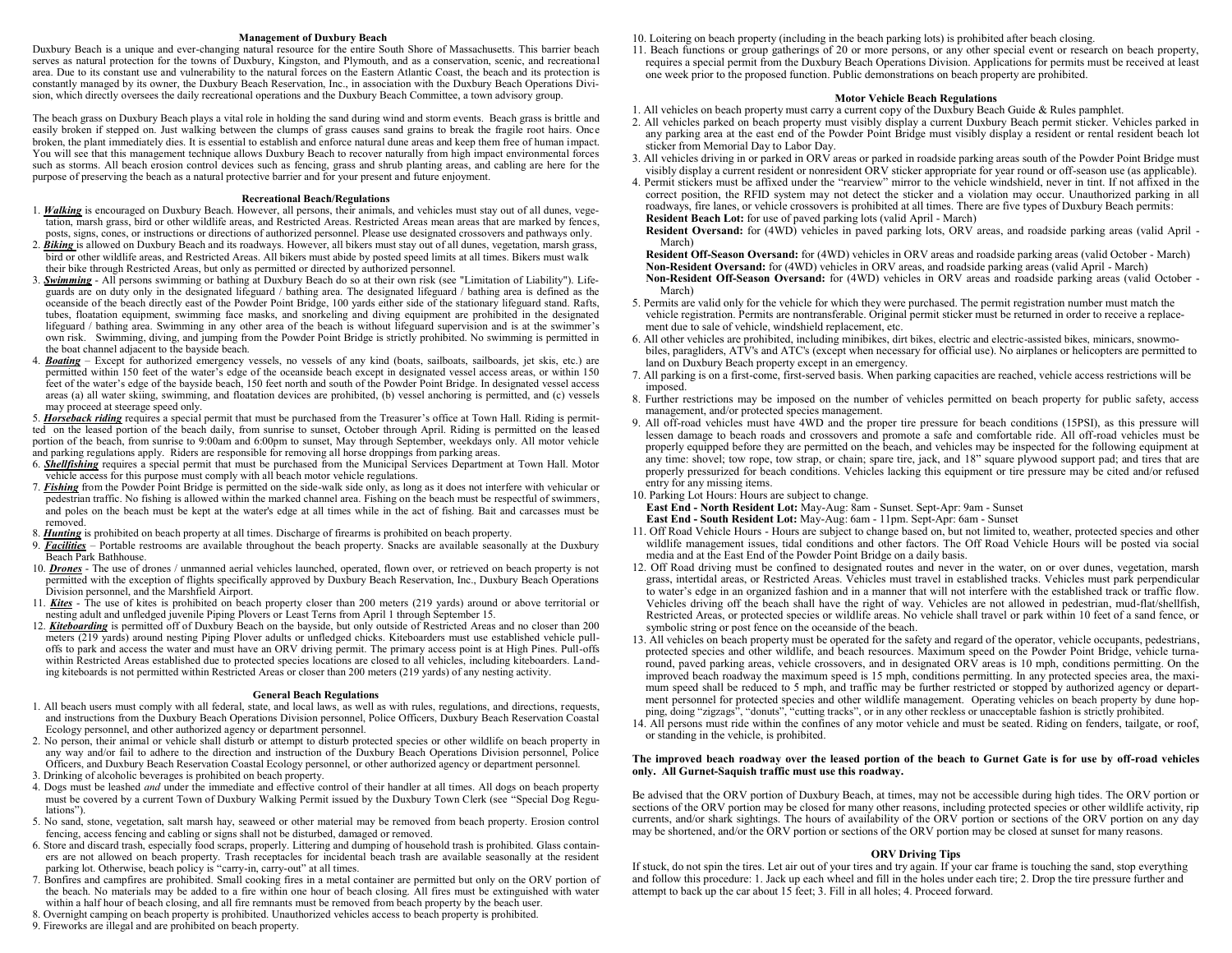## Management of Duxbury Beach

Duxbury Beach is a unique and ever-changing natural resource for the entire South Shore of Massachusetts. This barrier beach serves as natural protection for the towns of Duxbury, Kingston, and Plymouth, and as a conservation, scenic, and recreational area. Due to its constant use and vulnerability to the natural forces on the Eastern Atlantic Coast, the beach and its protection is constantly managed by its owner, the Duxbury Beach Reservation, Inc., in association with the Duxbury Beach Operations Division, which directly oversees the daily recreational operations and the Duxbury Beach Committee, a town advisory group.

The beach grass on Duxbury Beach plays a vital role in holding the sand during wind and storm events. Beach grass is brittle and easily broken if stepped on. Just walking between the clumps of grass causes sand grains to break the fragile root hairs. Once broken, the plant immediately dies. It is essential to establish and enforce natural dune areas and keep them free of human impact. You will see that this management technique allows Duxbury Beach to recover naturally from high impact environmental forces such as storms. All beach erosion control devices such as fencing, grass and shrub planting areas, and cabling are here for the purpose of preserving the beach as a natural protective barrier and for your present and future enjoyment.

## Recreational Beach/Regulations

1. ***Walking*** is encouraged on Duxbury Beach. However, all persons, their animals, and vehicles must stay out of all dunes, vegetation, marsh grass, bird or other wildlife areas, and Restricted Areas. Restricted Areas mean areas that are marked by fences, posts, signs, cones, or instructions or directions of authorized personnel. Please use designated crossovers and pathways only.
2. ***Biking*** is allowed on Duxbury Beach and its roadways. However, all bikers must stay out of all dunes, vegetation, marsh grass, bird or other wildlife areas, and Restricted Areas. All bikers must abide by posted speed limits at all times. Bikers must walk their bike through Restricted Areas, but only as permitted or directed by authorized personnel.
3. ***Swimming*** - All persons swimming or bathing at Duxbury Beach do so at their own risk (see "Limitation of Liability"). Lifeguards are on duty only in the designated lifeguard / bathing area. The designated lifeguard / bathing area is defined as the oceanside of the beach directly east of the Powder Point Bridge, 100 yards either side of the stationary lifeguard stand. Rafts, tubes, floatation equipment, swimming face masks, and snorkeling and diving equipment are prohibited in the designated lifeguard / bathing area. Swimming in any other area of the beach is without lifeguard supervision and is at the swimmer's own risk. Swimming, diving, and jumping from the Powder Point Bridge is strictly prohibited. No swimming is permitted in the boat channel adjacent to the bayside beach.
4. ***Boating*** – Except for authorized emergency vessels, no vessels of any kind (boats, sailboats, sailboards, jet skis, etc.) are permitted within 150 feet of the water's edge of the oceanside beach except in designated vessel access areas, or within 150 feet of the water's edge of the bayside beach, 150 feet north and south of the Powder Point Bridge. In designated vessel access areas (a) all water skiing, swimming, and floatation devices are prohibited, (b) vessel anchoring is permitted, and (c) vessels may proceed at steerage speed only.
5. ***Horseback riding*** requires a special permit that must be purchased from the Treasurer's office at Town Hall. Riding is permitted on the leased portion of the beach daily, from sunrise to sunset, October through April. Riding is permitted on the leased portion of the beach, from sunrise to 9:00am and 6:00pm to sunset, May through September, weekdays only. All motor vehicle and parking regulations apply. Riders are responsible for removing all horse droppings from parking areas.
6. ***Shellfishing*** requires a special permit that must be purchased from the Municipal Services Department at Town Hall. Motor vehicle access for this purpose must comply with all beach motor vehicle regulations.
7. ***Fishing*** from the Powder Point Bridge is permitted on the side-walk side only, as long as it does not interfere with vehicular or pedestrian traffic. No fishing is allowed within the marked channel area. Fishing on the beach must be respectful of swimmers, and poles on the beach must be kept at the water's edge at all times while in the act of fishing. Bait and carcasses must be removed.
8. ***Hunting*** is prohibited on beach property at all times. Discharge of firearms is prohibited on beach property.
9. ***Facilities*** – Portable restrooms are available throughout the beach property. Snacks are available seasonally at the Duxbury Beach Park Bathhouse.
10. ***Drones*** - The use of drones / unmanned aerial vehicles launched, operated, flown over, or retrieved on beach property is not permitted with the exception of flights specifically approved by Duxbury Beach Reservation, Inc., Duxbury Beach Operations Division personnel, and the Marshfield Airport.
11. ***Kites*** - The use of kites is prohibited on beach property closer than 200 meters (219 yards) around or above territorial or nesting adult and unfledged juvenile Piping Plovers or Least Terns from April 1 through September 15.
12. ***Kiteboarding*** is permitted off of Duxbury Beach on the bayside, but only outside of Restricted Areas and no closer than 200 meters (219 yards) around nesting Piping Plover adults or unfledged chicks. Kiteboarders must use established vehicle pull-offs to park and access the water and must have an ORV driving permit. The primary access point is at High Pines. Pull-offs within Restricted Areas established due to protected species locations are closed to all vehicles, including kiteboarders. Landing kiteboards is not permitted within Restricted Areas or closer than 200 meters (219 yards) of any nesting activity.

## General Beach Regulations

1. All beach users must comply with all federal, state, and local laws, as well as with rules, regulations, and directions, requests, and instructions from the Duxbury Beach Operations Division personnel, Police Officers, Duxbury Beach Reservation Coastal Ecology personnel, and other authorized agency or department personnel.
2. No person, their animal or vehicle shall disturb or attempt to disturb protected species or other wildlife on beach property in any way and/or fail to adhere to the direction and instruction of the Duxbury Beach Operations Division personnel, Police Officers, and Duxbury Beach Reservation Coastal Ecology personnel, or other authorized agency or department personnel.
3. Drinking of alcoholic beverages is prohibited on beach property.
4. Dogs must be leashed *and* under the immediate and effective control of their handler at all times. All dogs on beach property must be covered by a current Town of Duxbury Walking Permit issued by the Duxbury Town Clerk (see "Special Dog Regulations").
5. No sand, stone, vegetation, salt marsh hay, seaweed or other material may be removed from beach property. Erosion control fencing, access fencing and cabling or signs shall not be disturbed, damaged or removed.
6. Store and discard trash, especially food scraps, properly. Littering and dumping of household trash is prohibited. Glass containers are not allowed on beach property. Trash receptacles for incidental beach trash are available seasonally at the resident parking lot. Otherwise, beach policy is "carry-in, carry-out" at all times.
7. Bonfires and campfires are prohibited. Small cooking fires in a metal container are permitted but only on the ORV portion of the beach. No materials may be added to a fire within one hour of beach closing. All fires must be extinguished with water within a half hour of beach closing, and all fire remnants must be removed from beach property by the beach user.
8. Overnight camping on beach property is prohibited. Unauthorized vehicles access to beach property is prohibited.
9. Fireworks are illegal and are prohibited on beach property.
10. Loitering on beach property (including in the beach parking lots) is prohibited after beach closing.
11. Beach functions or group gatherings of 20 or more persons, or any other special event or research on beach property, requires a special permit from the Duxbury Beach Operations Division. Applications for permits must be received at least one week prior to the proposed function. Public demonstrations on beach property are prohibited.

## Motor Vehicle Beach Regulations

1. All vehicles on beach property must carry a current copy of the Duxbury Beach Guide & Rules pamphlet.
2. All vehicles parked on beach property must visibly display a current Duxbury Beach permit sticker. Vehicles parked in any parking area at the east end of the Powder Point Bridge must visibly display a resident or rental resident beach lot sticker from Memorial Day to Labor Day.
3. All vehicles driving in or parked in ORV areas or parked in roadside parking areas south of the Powder Point Bridge must visibly display a current resident or nonresident ORV sticker appropriate for year round or off-season use (as applicable).
4. Permit stickers must be affixed under the "rearview" mirror to the vehicle windshield, never in tint. If not affixed in the correct position, the RFID system may not detect the sticker and a violation may occur. Unauthorized parking in all roadways, fire lanes, or vehicle crossovers is prohibited at all times. There are five types of Duxbury Beach permits:
   **Resident Beach Lot:** for use of paved parking lots (valid April - March)
   **Resident Oversand:** for (4WD) vehicles in paved parking lots, ORV areas, and roadside parking areas (valid April - March)
   **Resident Off-Season Oversand:** for (4WD) vehicles in ORV areas and roadside parking areas (valid October - March)
   **Non-Resident Oversand:** for (4WD) vehicles in ORV areas, and roadside parking areas (valid April - March)
   **Non-Resident Off-Season Oversand:** for (4WD) vehicles in ORV areas and roadside parking areas (valid October - March)
5. Permits are valid only for the vehicle for which they were purchased. The permit registration number must match the vehicle registration. Permits are nontransferable. Original permit sticker must be returned in order to receive a replacement due to sale of vehicle, windshield replacement, etc.
6. All other vehicles are prohibited, including minibikes, dirt bikes, electric and electric-assisted bikes, minicars, snowmobiles, paragliders, ATV's and ATC's (except when necessary for official use). No airplanes or helicopters are permitted to land on Duxbury Beach property except in an emergency.
7. All parking is on a first-come, first-served basis. When parking capacities are reached, vehicle access restrictions will be imposed.
8. Further restrictions may be imposed on the number of vehicles permitted on beach property for public safety, access management, and/or protected species management.
9. All off-road vehicles must have 4WD and the proper tire pressure for beach conditions (15PSI), as this pressure will lessen damage to beach roads and crossovers and promote a safe and comfortable ride. All off-road vehicles must be properly equipped before they are permitted on the beach, and vehicles may be inspected for the following equipment at any time: shovel; tow rope, tow strap, or chain; spare tire, jack, and 18" square plywood support pad; and tires that are properly pressurized for beach conditions. Vehicles lacking this equipment or tire pressure may be cited and/or refused entry for any missing items.
10. Parking Lot Hours: Hours are subject to change.
    **East End - North Resident Lot:** May-Aug: 8am - Sunset. Sept-Apr: 9am - Sunset
    **East End - South Resident Lot:** May-Aug: 6am - 11pm. Sept-Apr: 6am - Sunset
11. Off Road Vehicle Hours - Hours are subject to change based on, but not limited to, weather, protected species and other wildlife management issues, tidal conditions and other factors. The Off Road Vehicle Hours will be posted via social media and at the East End of the Powder Point Bridge on a daily basis.
12. Off Road driving must be confined to designated routes and never in the water, on or over dunes, vegetation, marsh grass, intertidal areas, or Restricted Areas. Vehicles must travel in established tracks. Vehicles must park perpendicular to water's edge in an organized fashion and in a manner that will not interfere with the established track or traffic flow. Vehicles driving off the beach shall have the right of way. Vehicles are not allowed in pedestrian, mud-flat/shellfish, Restricted Areas, or protected species or wildlife areas. No vehicle shall travel or park within 10 feet of a sand fence, or symbolic string or post fence on the oceanside of the beach.
13. All vehicles on beach property must be operated for the safety and regard of the operator, vehicle occupants, pedestrians, protected species and other wildlife, and beach resources. Maximum speed on the Powder Point Bridge, vehicle turnaround, paved parking areas, vehicle crossovers, and in designated ORV areas is 10 mph, conditions permitting. On the improved beach roadway the maximum speed is 15 mph, conditions permitting. In any protected species area, the maximum speed shall be reduced to 5 mph, and traffic may be further restricted or stopped by authorized agency or department personnel for protected species and other wildlife management. Operating vehicles on beach property by dune hopping, doing "zigzags", "donuts", "cutting tracks", or in any other reckless or unacceptable fashion is strictly prohibited.
14. All persons must ride within the confines of any motor vehicle and must be seated. Riding on fenders, tailgate, or roof, or standing in the vehicle, is prohibited.

**The improved beach roadway over the leased portion of the beach to Gurnet Gate is for use by off-road vehicles only. All Gurnet-Saquish traffic must use this roadway.**

Be advised that the ORV portion of Duxbury Beach, at times, may not be accessible during high tides. The ORV portion or sections of the ORV portion may be closed for many other reasons, including protected species or other wildlife activity, rip currents, and/or shark sightings. The hours of availability of the ORV portion or sections of the ORV portion on any day may be shortened, and/or the ORV portion or sections of the ORV portion may be closed at sunset for many reasons.

## ORV Driving Tips

If stuck, do not spin the tires. Let air out of your tires and try again. If your car frame is touching the sand, stop everything and follow this procedure: 1. Jack up each wheel and fill in the holes under each tire; 2. Drop the tire pressure further and attempt to back up the car about 15 feet; 3. Fill in all holes; 4. Proceed forward.